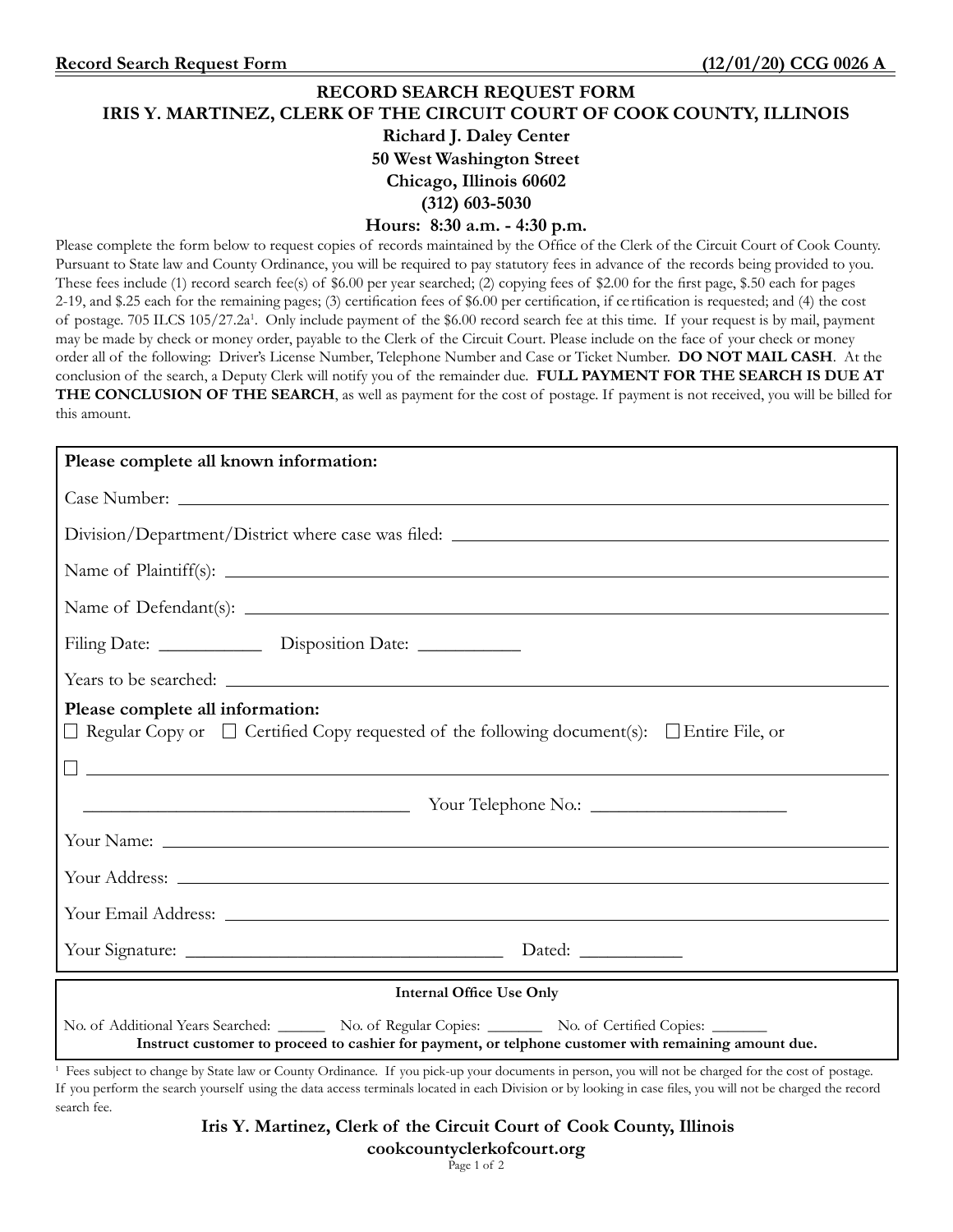# RECORD SEARCH REQUEST FORM

## IRIS Y. MARTINEZ, CLERK OF THE CIRCUIT COURT OF COOK COUNTY, ILLINOIS

**Richard J. Daley Center**
**50 West Washington Street**
**Chicago, Illinois 60602**
**(312) 603-5030**
**Hours: 8:30 a.m. - 4:30 p.m.**

Please complete the form below to request copies of records maintained by the Office of the Clerk of the Circuit Court of Cook County. Pursuant to State law and County Ordinance, you will be required to pay statutory fees in advance of the records being provided to you. These fees include (1) record search fee(s) of $6.00 per year searched; (2) copying fees of $2.00 for the first page, $.50 each for pages 2-19, and $.25 each for the remaining pages; (3) certification fees of $6.00 per certification, if certification is requested; and (4) the cost of postage. 705 ILCS 105/27.2a[1]. Only include payment of the $6.00 record search fee at this time. If your request is by mail, payment may be made by check or money order, payable to the Clerk of the Circuit Court. Please include on the face of your check or money order all of the following: Driver's License Number, Telephone Number and Case or Ticket Number. **DO NOT MAIL CASH**. At the conclusion of the search, a Deputy Clerk will notify you of the remainder due. **FULL PAYMENT FOR THE SEARCH IS DUE AT THE CONCLUSION OF THE SEARCH**, as well as payment for the cost of postage. If payment is not received, you will be billed for this amount.

**Please complete all known information:**

Case Number: ______________________________

Division/Department/District where case was filed: ______________________________

Name of Plaintiff(s): ______________________________

Name of Defendant(s): ______________________________

Filing Date: ___________ Disposition Date: ___________

Years to be searched: ______________________________

**Please complete all information:**

☐ Regular Copy or ☐ Certified Copy requested of the following document(s): ☐ Entire File, or

☐ ______________________________

______________________________ Your Telephone No.: ____________________

Your Name: ______________________________

Your Address: ______________________________

Your Email Address: ______________________________

Your Signature: ______________________________ Dated: ___________

**Internal Office Use Only**

No. of Additional Years Searched: ______ No. of Regular Copies: _______ No. of Certified Copies: _______

**Instruct customer to proceed to cashier for payment, or telphone customer with remaining amount due.**

[1] Fees subject to change by State law or County Ordinance. If you pick-up your documents in person, you will not be charged for the cost of postage. If you perform the search yourself using the data access terminals located in each Division or by looking in case files, you will not be charged the record search fee.

**Iris Y. Martinez, Clerk of the Circuit Court of Cook County, Illinois**
**cookcountyclerkofcourt.org**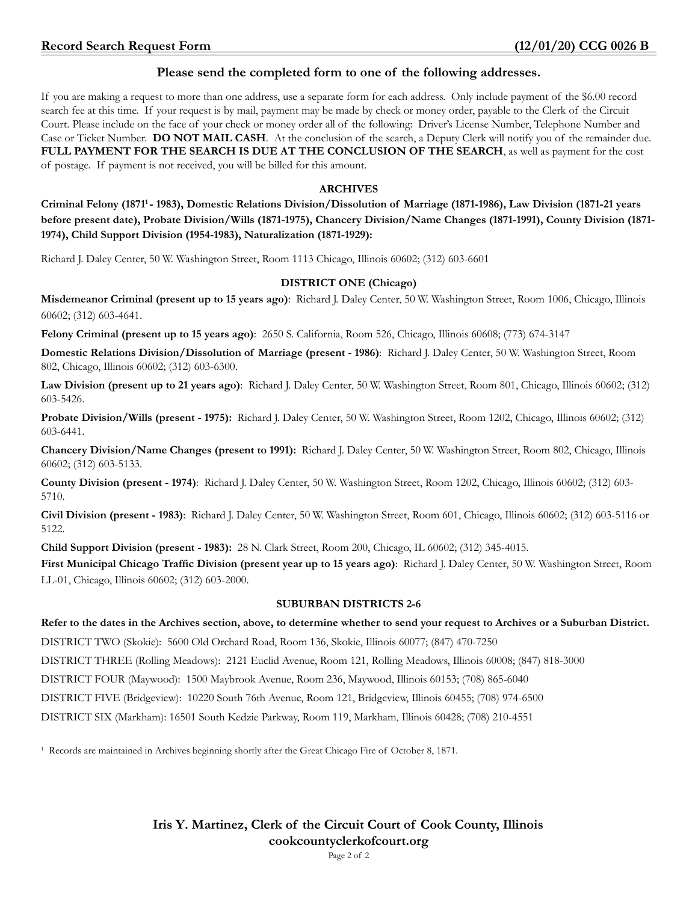**Record Search Request Form** **(12/01/20) CCG 0026 B**

## Please send the completed form to one of the following addresses.

If you are making a request to more than one address, use a separate form for each address. Only include payment of the $6.00 record search fee at this time. If your request is by mail, payment may be made by check or money order, payable to the Clerk of the Circuit Court. Please include on the face of your check or money order all of the following: Driver's License Number, Telephone Number and Case or Ticket Number. **DO NOT MAIL CASH**. At the conclusion of the search, a Deputy Clerk will notify you of the remainder due. **FULL PAYMENT FOR THE SEARCH IS DUE AT THE CONCLUSION OF THE SEARCH**, as well as payment for the cost of postage. If payment is not received, you will be billed for this amount.

### ARCHIVES

**Criminal Felony (1871[1] - 1983), Domestic Relations Division/Dissolution of Marriage (1871-1986), Law Division (1871-21 years before present date), Probate Division/Wills (1871-1975), Chancery Division/Name Changes (1871-1991), County Division (1871-1974), Child Support Division (1954-1983), Naturalization (1871-1929):**

Richard J. Daley Center, 50 W. Washington Street, Room 1113 Chicago, Illinois 60602; (312) 603-6601

### DISTRICT ONE (Chicago)

**Misdemeanor Criminal (present up to 15 years ago)**: Richard J. Daley Center, 50 W. Washington Street, Room 1006, Chicago, Illinois 60602; (312) 603-4641.

**Felony Criminal (present up to 15 years ago)**: 2650 S. California, Room 526, Chicago, Illinois 60608; (773) 674-3147

**Domestic Relations Division/Dissolution of Marriage (present - 1986)**: Richard J. Daley Center, 50 W. Washington Street, Room 802, Chicago, Illinois 60602; (312) 603-6300.

**Law Division (present up to 21 years ago)**: Richard J. Daley Center, 50 W. Washington Street, Room 801, Chicago, Illinois 60602; (312) 603-5426.

**Probate Division/Wills (present - 1975):** Richard J. Daley Center, 50 W. Washington Street, Room 1202, Chicago, Illinois 60602; (312) 603-6441.

**Chancery Division/Name Changes (present to 1991):** Richard J. Daley Center, 50 W. Washington Street, Room 802, Chicago, Illinois 60602; (312) 603-5133.

**County Division (present - 1974)**: Richard J. Daley Center, 50 W. Washington Street, Room 1202, Chicago, Illinois 60602; (312) 603-5710.

**Civil Division (present - 1983)**: Richard J. Daley Center, 50 W. Washington Street, Room 601, Chicago, Illinois 60602; (312) 603-5116 or 5122.

**Child Support Division (present - 1983):** 28 N. Clark Street, Room 200, Chicago, IL 60602; (312) 345-4015.

**First Municipal Chicago Traffic Division (present year up to 15 years ago)**: Richard J. Daley Center, 50 W. Washington Street, Room LL-01, Chicago, Illinois 60602; (312) 603-2000.

### SUBURBAN DISTRICTS 2-6

**Refer to the dates in the Archives section, above, to determine whether to send your request to Archives or a Suburban District.**

DISTRICT TWO (Skokie): 5600 Old Orchard Road, Room 136, Skokie, Illinois 60077; (847) 470-7250

DISTRICT THREE (Rolling Meadows): 2121 Euclid Avenue, Room 121, Rolling Meadows, Illinois 60008; (847) 818-3000

DISTRICT FOUR (Maywood): 1500 Maybrook Avenue, Room 236, Maywood, Illinois 60153; (708) 865-6040

DISTRICT FIVE (Bridgeview): 10220 South 76th Avenue, Room 121, Bridgeview, Illinois 60455; (708) 974-6500

DISTRICT SIX (Markham): 16501 South Kedzie Parkway, Room 119, Markham, Illinois 60428; (708) 210-4551

[1] Records are maintained in Archives beginning shortly after the Great Chicago Fire of October 8, 1871.

**Iris Y. Martinez, Clerk of the Circuit Court of Cook County, Illinois**
**cookcountyclerkofcourt.org**